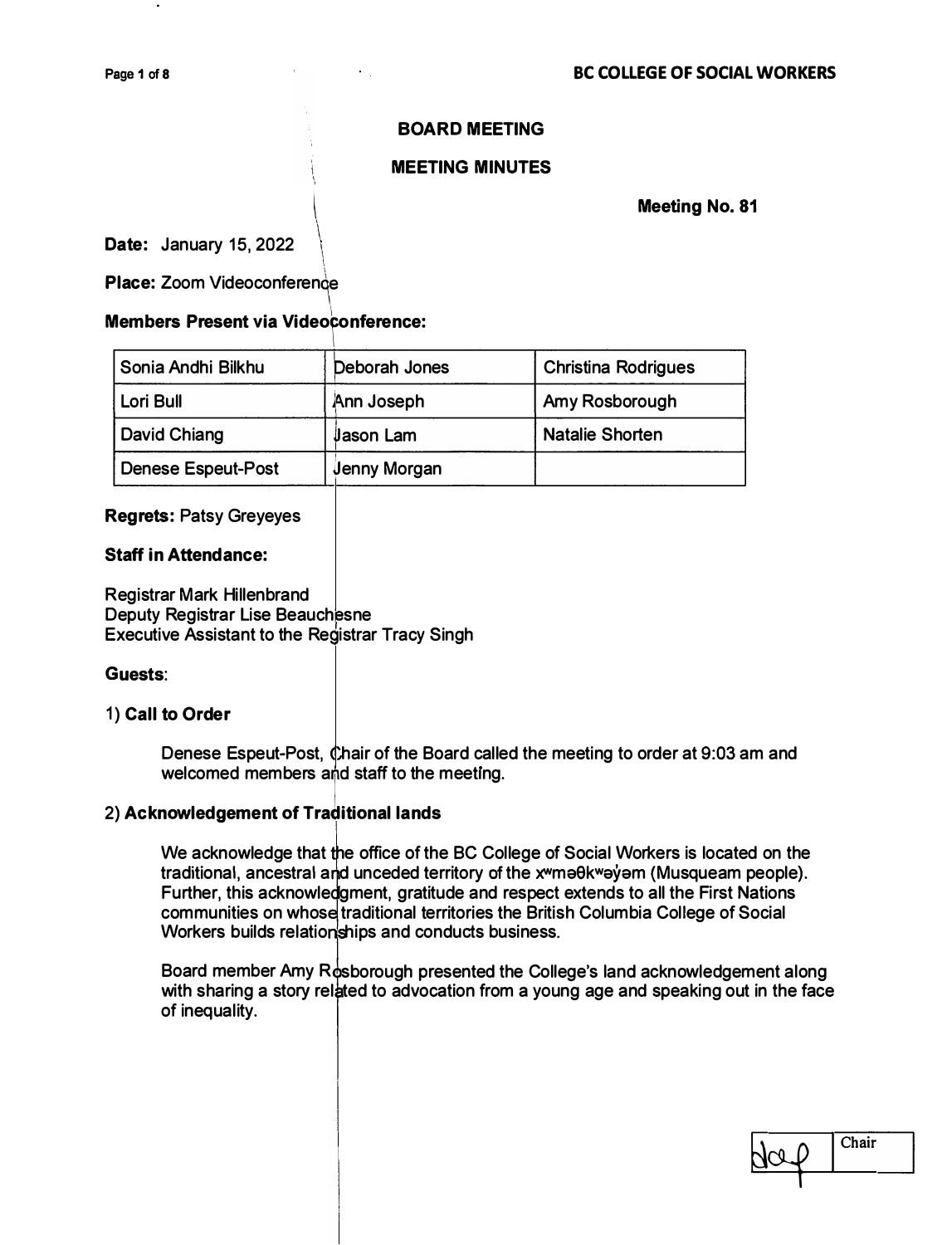**BC COLLEGE OF SOCIAL WORKERS**

## BOARD MEETING

## MEETING MINUTES

**Meeting No. 81**

**Date:** January 15, 2022

**Place:** Zoom Videoconference

**Members Present via Videoconference:**

| | | |
|---|---|---|
| Sonia Andhi Bilkhu | Deborah Jones | Christina Rodrigues |
| Lori Bull | Ann Joseph | Amy Rosborough |
| David Chiang | Jason Lam | Natalie Shorten |
| Denese Espeut-Post | Jenny Morgan | |

**Regrets:** Patsy Greyeyes

**Staff in Attendance:**

Registrar Mark Hillenbrand
Deputy Registrar Lise Beauchesne
Executive Assistant to the Registrar Tracy Singh

**Guests**:

### 1) Call to Order

Denese Espeut-Post, Chair of the Board called the meeting to order at 9:03 am and welcomed members and staff to the meeting.

### 2) Acknowledgement of Traditional lands

We acknowledge that the office of the BC College of Social Workers is located on the traditional, ancestral and unceded territory of the xʷməθkʷəy̓əm (Musqueam people). Further, this acknowledgment, gratitude and respect extends to all the First Nations communities on whose traditional territories the British Columbia College of Social Workers builds relationships and conducts business.

Board member Amy Rosborough presented the College's land acknowledgement along with sharing a story related to advocation from a young age and speaking out in the face of inequality.

| dap | Chair |
|---|---|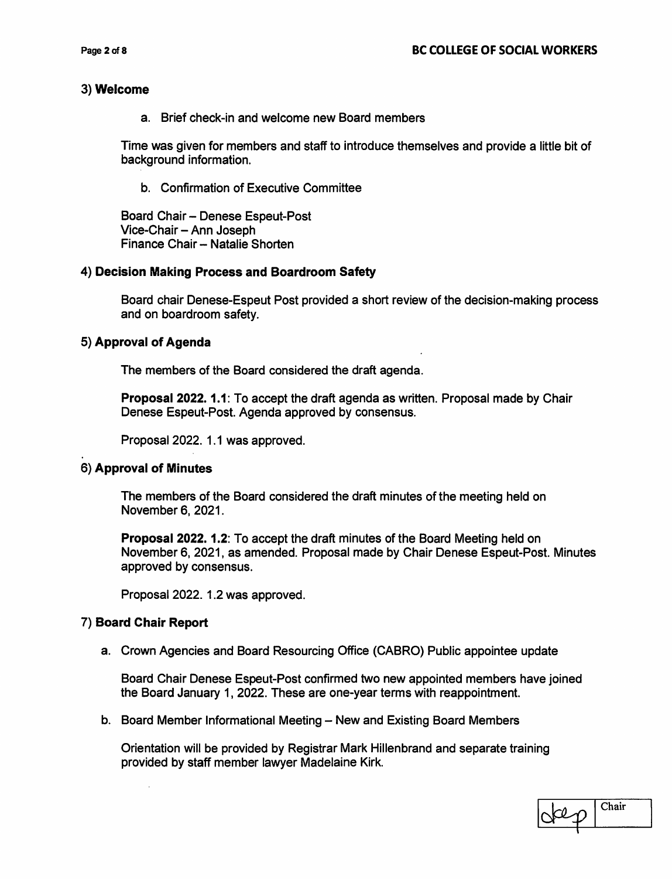### 3) **Welcome**

a. Brief check-in and welcome new Board members

Time was given for members and staff to introduce themselves and provide a little bit of background information.

b. Confirmation of Executive Committee

Board Chair – Denese Espeut-Post
Vice-Chair – Ann Joseph
Finance Chair – Natalie Shorten

### 4) **Decision Making Process and Boardroom Safety**

Board chair Denese-Espeut Post provided a short review of the decision-making process and on boardroom safety.

### 5) **Approval of Agenda**

The members of the Board considered the draft agenda.

**Proposal 2022. 1.1**: To accept the draft agenda as written. Proposal made by Chair Denese Espeut-Post. Agenda approved by consensus.

Proposal 2022. 1.1 was approved.

### 6) **Approval of Minutes**

The members of the Board considered the draft minutes of the meeting held on November 6, 2021.

**Proposal 2022. 1.2**: To accept the draft minutes of the Board Meeting held on November 6, 2021, as amended. Proposal made by Chair Denese Espeut-Post. Minutes approved by consensus.

Proposal 2022. 1.2 was approved.

### 7) **Board Chair Report**

a. Crown Agencies and Board Resourcing Office (CABRO) Public appointee update

Board Chair Denese Espeut-Post confirmed two new appointed members have joined the Board January 1, 2022. These are one-year terms with reappointment.

b. Board Member Informational Meeting – New and Existing Board Members

Orientation will be provided by Registrar Mark Hillenbrand and separate training provided by staff member lawyer Madelaine Kirk.

| dep | Chair |
|---|---|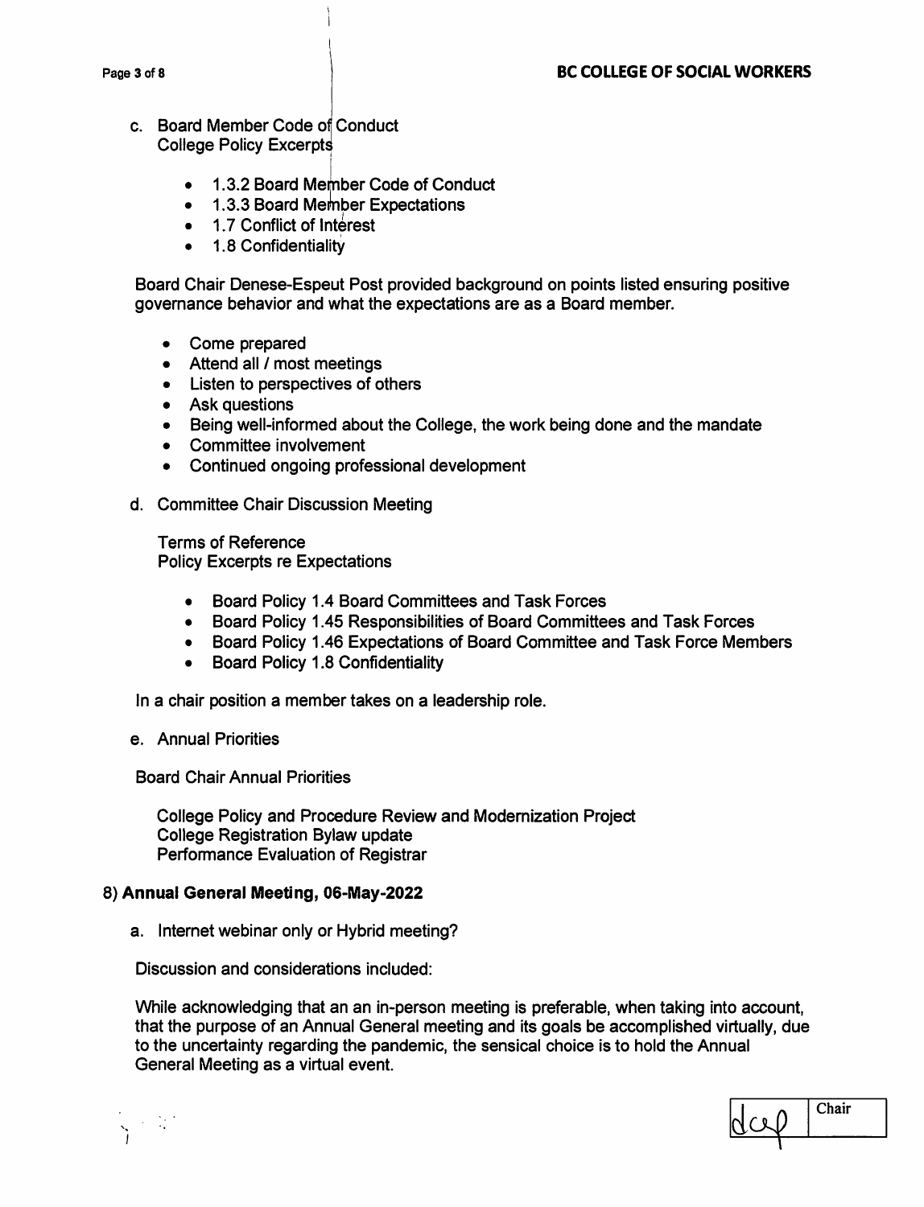c. Board Member Code of Conduct
College Policy Excerpts

- 1.3.2 Board Member Code of Conduct
- 1.3.3 Board Member Expectations
- 1.7 Conflict of Interest
- 1.8 Confidentiality

Board Chair Denese-Espeut Post provided background on points listed ensuring positive governance behavior and what the expectations are as a Board member.

- Come prepared
- Attend all / most meetings
- Listen to perspectives of others
- Ask questions
- Being well-informed about the College, the work being done and the mandate
- Committee involvement
- Continued ongoing professional development

d. Committee Chair Discussion Meeting

Terms of Reference
Policy Excerpts re Expectations

- Board Policy 1.4 Board Committees and Task Forces
- Board Policy 1.45 Responsibilities of Board Committees and Task Forces
- Board Policy 1.46 Expectations of Board Committee and Task Force Members
- Board Policy 1.8 Confidentiality

In a chair position a member takes on a leadership role.

e. Annual Priorities

Board Chair Annual Priorities

College Policy and Procedure Review and Modernization Project
College Registration Bylaw update
Performance Evaluation of Registrar

## 8) **Annual General Meeting, 06-May-2022**

a. Internet webinar only or Hybrid meeting?

Discussion and considerations included:

While acknowledging that an an in-person meeting is preferable, when taking into account, that the purpose of an Annual General meeting and its goals be accomplished virtually, due to the uncertainty regarding the pandemic, the sensical choice is to hold the Annual General Meeting as a virtual event.

| dcp | Chair |
|---|---|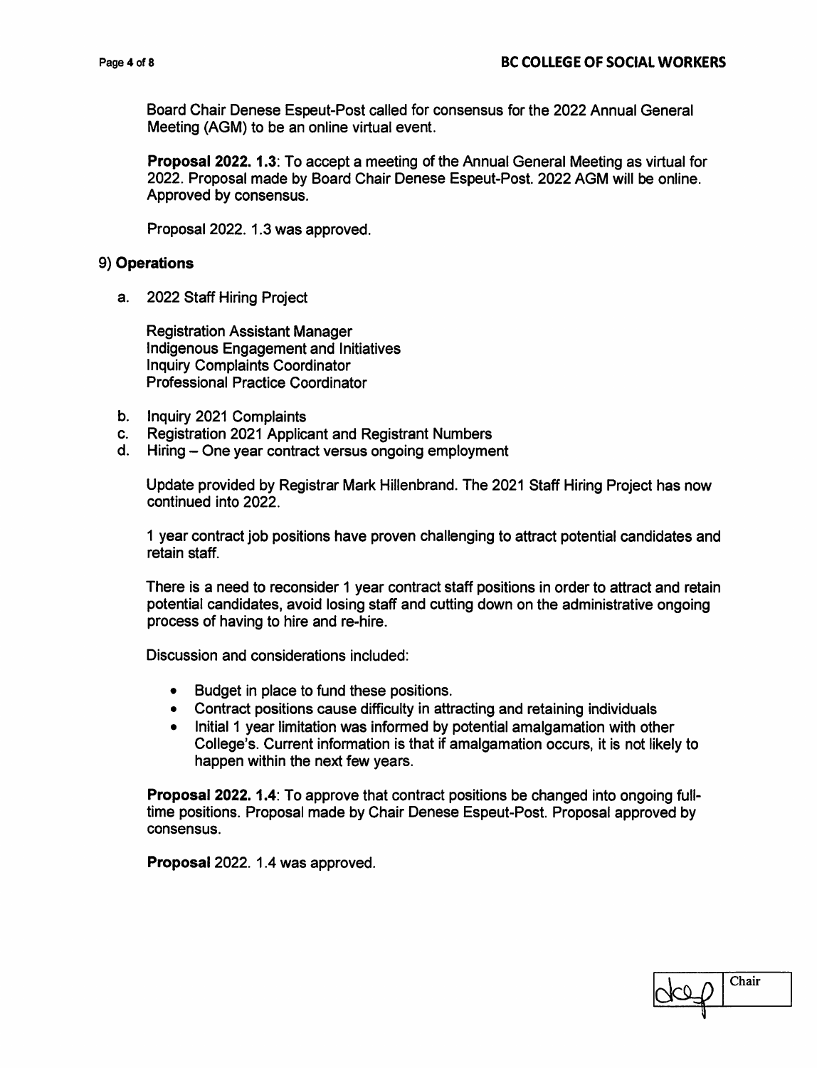Board Chair Denese Espeut-Post called for consensus for the 2022 Annual General Meeting (AGM) to be an online virtual event.

**Proposal 2022. 1.3**: To accept a meeting of the Annual General Meeting as virtual for 2022. Proposal made by Board Chair Denese Espeut-Post. 2022 AGM will be online. Approved by consensus.

Proposal 2022. 1.3 was approved.

9) **Operations**

a. 2022 Staff Hiring Project

   Registration Assistant Manager
   Indigenous Engagement and Initiatives
   Inquiry Complaints Coordinator
   Professional Practice Coordinator

b. Inquiry 2021 Complaints
c. Registration 2021 Applicant and Registrant Numbers
d. Hiring – One year contract versus ongoing employment

Update provided by Registrar Mark Hillenbrand. The 2021 Staff Hiring Project has now continued into 2022.

1 year contract job positions have proven challenging to attract potential candidates and retain staff.

There is a need to reconsider 1 year contract staff positions in order to attract and retain potential candidates, avoid losing staff and cutting down on the administrative ongoing process of having to hire and re-hire.

Discussion and considerations included:

- Budget in place to fund these positions.
- Contract positions cause difficulty in attracting and retaining individuals
- Initial 1 year limitation was informed by potential amalgamation with other College's. Current information is that if amalgamation occurs, it is not likely to happen within the next few years.

**Proposal 2022. 1.4**: To approve that contract positions be changed into ongoing full-time positions. Proposal made by Chair Denese Espeut-Post. Proposal approved by consensus.

**Proposal** 2022. 1.4 was approved.

| dcep | Chair |
|---|---|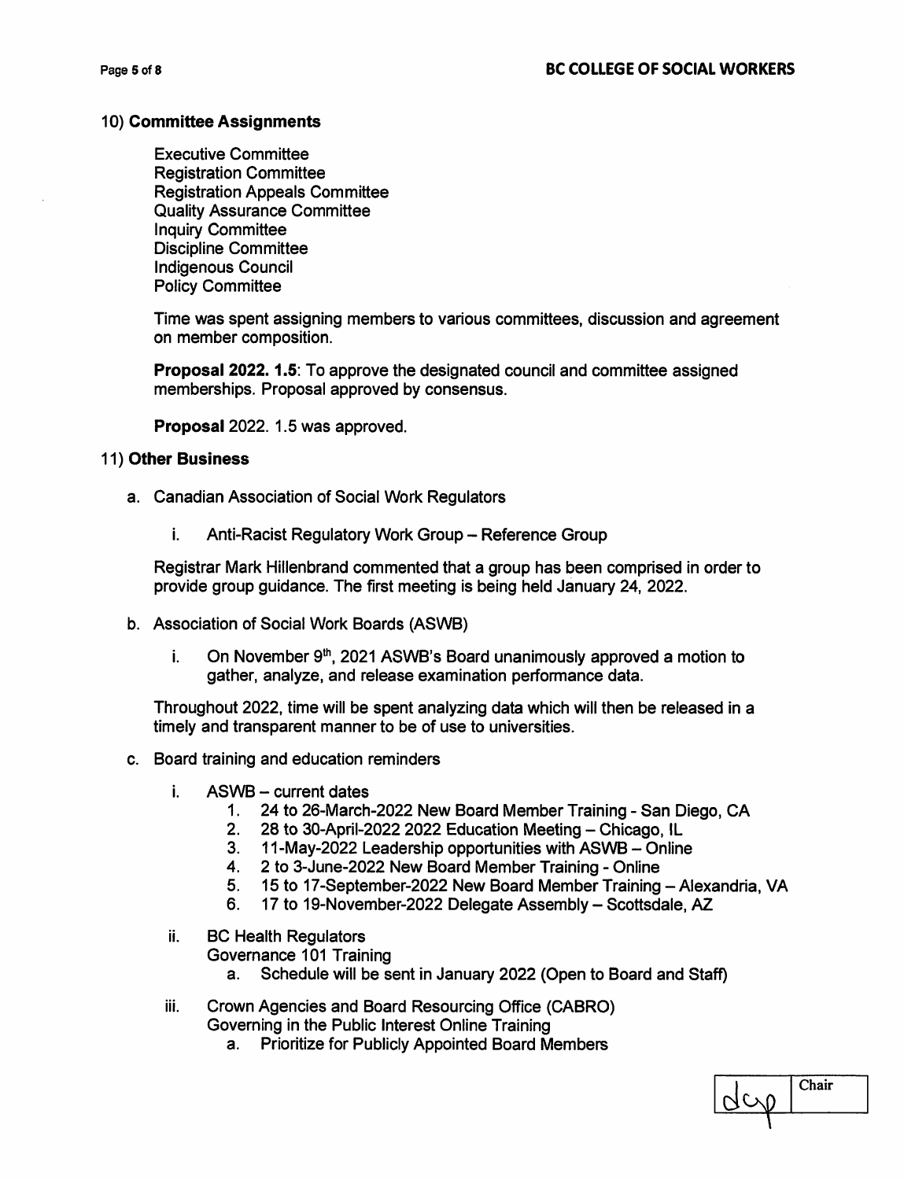## 10) **Committee Assignments**

Executive Committee
Registration Committee
Registration Appeals Committee
Quality Assurance Committee
Inquiry Committee
Discipline Committee
Indigenous Council
Policy Committee

Time was spent assigning members to various committees, discussion and agreement on member composition.

**Proposal 2022. 1.5**: To approve the designated council and committee assigned memberships. Proposal approved by consensus.

**Proposal** 2022. 1.5 was approved.

## 11) **Other Business**

a. Canadian Association of Social Work Regulators

   i. Anti-Racist Regulatory Work Group – Reference Group

Registrar Mark Hillenbrand commented that a group has been comprised in order to provide group guidance. The first meeting is being held January 24, 2022.

b. Association of Social Work Boards (ASWB)

   i. On November 9th, 2021 ASWB's Board unanimously approved a motion to gather, analyze, and release examination performance data.

Throughout 2022, time will be spent analyzing data which will then be released in a timely and transparent manner to be of use to universities.

c. Board training and education reminders

   i. ASWB – current dates
      1. 24 to 26-March-2022 New Board Member Training - San Diego, CA
      2. 28 to 30-April-2022 2022 Education Meeting – Chicago, IL
      3. 11-May-2022 Leadership opportunities with ASWB – Online
      4. 2 to 3-June-2022 New Board Member Training - Online
      5. 15 to 17-September-2022 New Board Member Training – Alexandria, VA
      6. 17 to 19-November-2022 Delegate Assembly – Scottsdale, AZ

   ii. BC Health Regulators
      Governance 101 Training
      a. Schedule will be sent in January 2022 (Open to Board and Staff)

   iii. Crown Agencies and Board Resourcing Office (CABRO)
      Governing in the Public Interest Online Training
      a. Prioritize for Publicly Appointed Board Members

| dcp | Chair |
|---|---|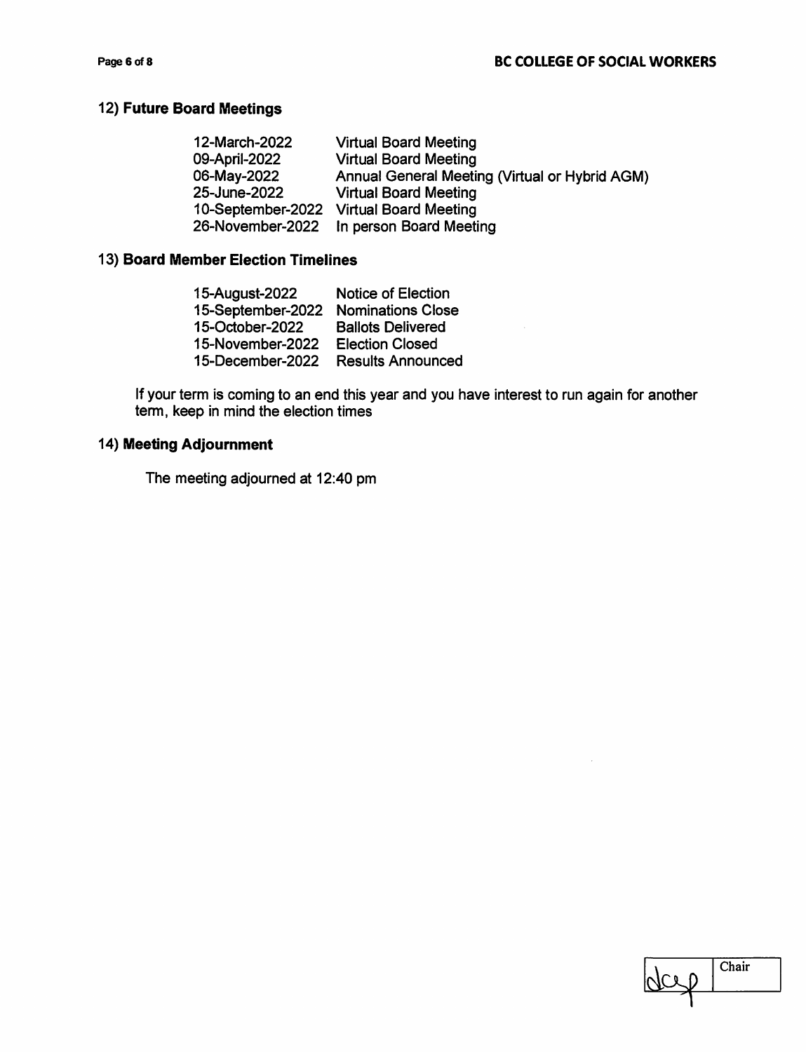## 12) Future Board Meetings

| | |
|---|---|
| 12-March-2022 | Virtual Board Meeting |
| 09-April-2022 | Virtual Board Meeting |
| 06-May-2022 | Annual General Meeting (Virtual or Hybrid AGM) |
| 25-June-2022 | Virtual Board Meeting |
| 10-September-2022 | Virtual Board Meeting |
| 26-November-2022 | In person Board Meeting |

## 13) Board Member Election Timelines

| | |
|---|---|
| 15-August-2022 | Notice of Election |
| 15-September-2022 | Nominations Close |
| 15-October-2022 | Ballots Delivered |
| 15-November-2022 | Election Closed |
| 15-December-2022 | Results Announced |

If your term is coming to an end this year and you have interest to run again for another term, keep in mind the election times

## 14) Meeting Adjournment

The meeting adjourned at 12:40 pm

| | Chair |
|---|---|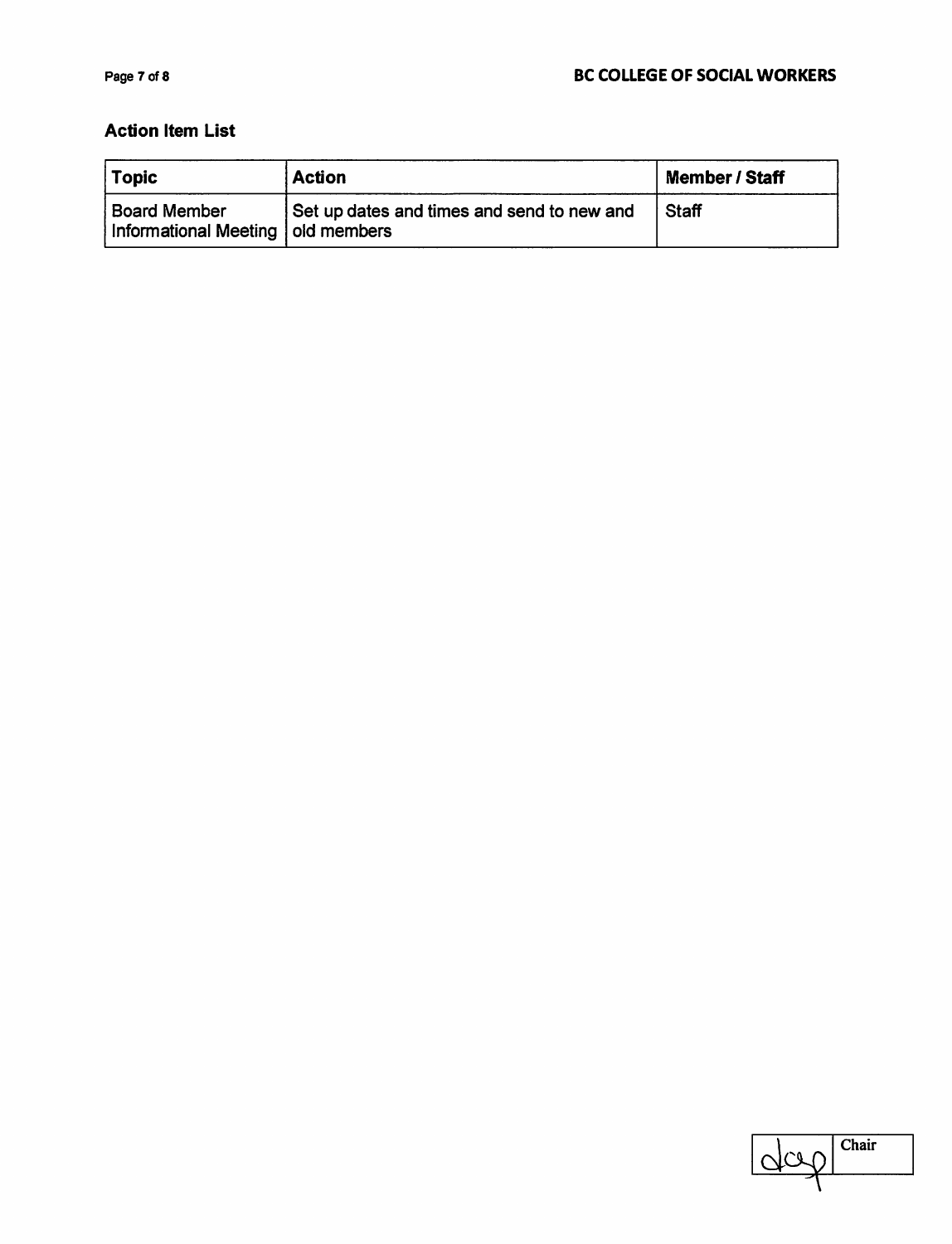## Action Item List

| Topic | Action | Member / Staff |
|---|---|---|
| Board Member Informational Meeting | Set up dates and times and send to new and old members | Staff |

| | Chair |
|---|---|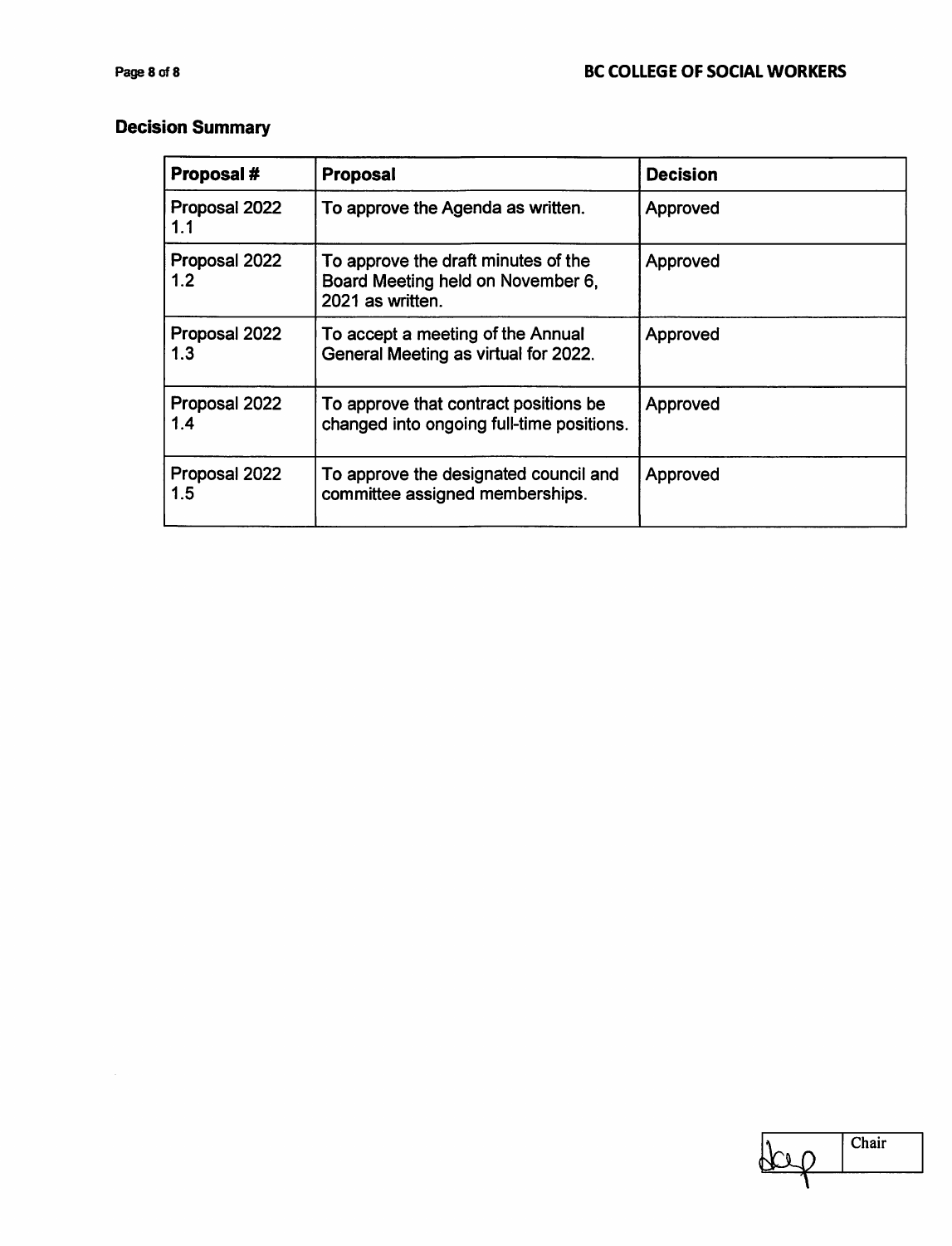## Decision Summary

| Proposal # | Proposal | Decision |
|---|---|---|
| Proposal 2022 1.1 | To approve the Agenda as written. | Approved |
| Proposal 2022 1.2 | To approve the draft minutes of the Board Meeting held on November 6, 2021 as written. | Approved |
| Proposal 2022 1.3 | To accept a meeting of the Annual General Meeting as virtual for 2022. | Approved |
| Proposal 2022 1.4 | To approve that contract positions be changed into ongoing full-time positions. | Approved |
| Proposal 2022 1.5 | To approve the designated council and committee assigned memberships. | Approved |

| | |
|---|---|
| [signature] | Chair |